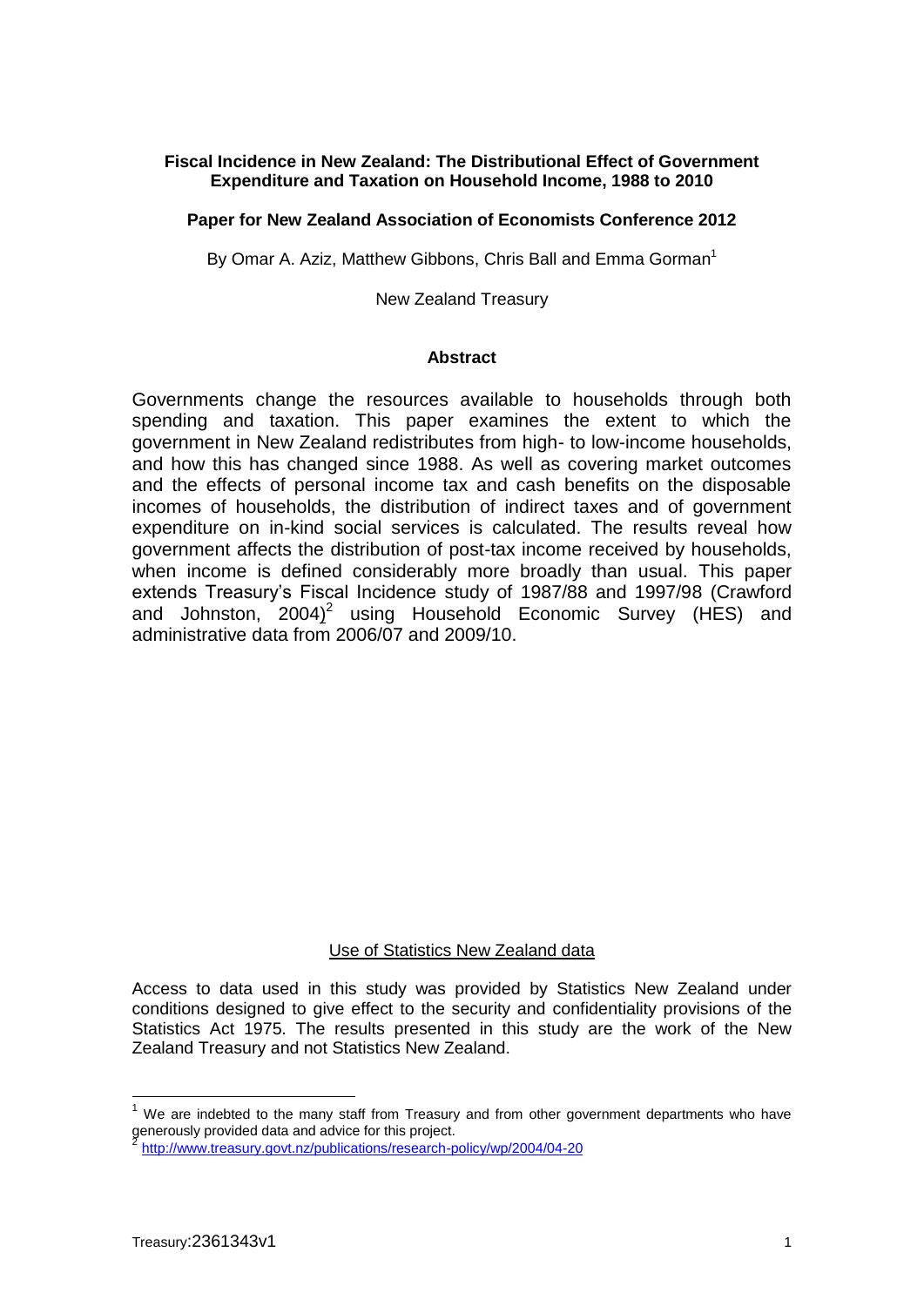# Fiscal Incidence in New Zealand: The Distributional Effect of Government Expenditure and Taxation on Household Income, 1988 to 2010

**Paper for New Zealand Association of Economists Conference 2012**

By Omar A. Aziz, Matthew Gibbons, Chris Ball and Emma Gorman[1]

New Zealand Treasury

## Abstract

Governments change the resources available to households through both spending and taxation. This paper examines the extent to which the government in New Zealand redistributes from high- to low-income households, and how this has changed since 1988. As well as covering market outcomes and the effects of personal income tax and cash benefits on the disposable incomes of households, the distribution of indirect taxes and of government expenditure on in-kind social services is calculated. The results reveal how government affects the distribution of post-tax income received by households, when income is defined considerably more broadly than usual. This paper extends Treasury's Fiscal Incidence study of 1987/88 and 1997/98 (Crawford and Johnston, 2004)[2] using Household Economic Survey (HES) and administrative data from 2006/07 and 2009/10.

Use of Statistics New Zealand data

Access to data used in this study was provided by Statistics New Zealand under conditions designed to give effect to the security and confidentiality provisions of the Statistics Act 1975. The results presented in this study are the work of the New Zealand Treasury and not Statistics New Zealand.

---

[1] We are indebted to the many staff from Treasury and from other government departments who have generously provided data and advice for this project.

[2] http://www.treasury.govt.nz/publications/research-policy/wp/2004/04-20

Treasury:2361343v1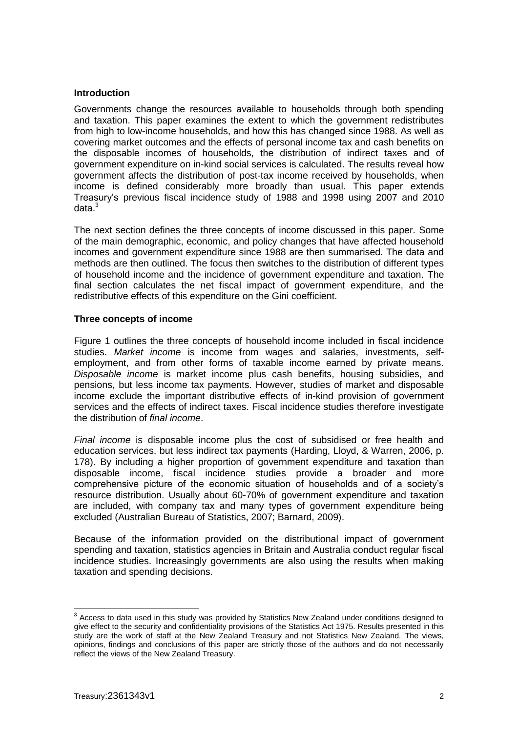### Introduction

Governments change the resources available to households through both spending and taxation. This paper examines the extent to which the government redistributes from high to low-income households, and how this has changed since 1988. As well as covering market outcomes and the effects of personal income tax and cash benefits on the disposable incomes of households, the distribution of indirect taxes and of government expenditure on in-kind social services is calculated. The results reveal how government affects the distribution of post-tax income received by households, when income is defined considerably more broadly than usual. This paper extends Treasury's previous fiscal incidence study of 1988 and 1998 using 2007 and 2010 data.[3]

The next section defines the three concepts of income discussed in this paper. Some of the main demographic, economic, and policy changes that have affected household incomes and government expenditure since 1988 are then summarised. The data and methods are then outlined. The focus then switches to the distribution of different types of household income and the incidence of government expenditure and taxation. The final section calculates the net fiscal impact of government expenditure, and the redistributive effects of this expenditure on the Gini coefficient.

### Three concepts of income

Figure 1 outlines the three concepts of household income included in fiscal incidence studies. *Market income* is income from wages and salaries, investments, self-employment, and from other forms of taxable income earned by private means. *Disposable income* is market income plus cash benefits, housing subsidies, and pensions, but less income tax payments. However, studies of market and disposable income exclude the important distributive effects of in-kind provision of government services and the effects of indirect taxes. Fiscal incidence studies therefore investigate the distribution of *final income*.

*Final income* is disposable income plus the cost of subsidised or free health and education services, but less indirect tax payments (Harding, Lloyd, & Warren, 2006, p. 178). By including a higher proportion of government expenditure and taxation than disposable income, fiscal incidence studies provide a broader and more comprehensive picture of the economic situation of households and of a society's resource distribution. Usually about 60-70% of government expenditure and taxation are included, with company tax and many types of government expenditure being excluded (Australian Bureau of Statistics, 2007; Barnard, 2009).

Because of the information provided on the distributional impact of government spending and taxation, statistics agencies in Britain and Australia conduct regular fiscal incidence studies. Increasingly governments are also using the results when making taxation and spending decisions.

---

[3] Access to data used in this study was provided by Statistics New Zealand under conditions designed to give effect to the security and confidentiality provisions of the Statistics Act 1975. Results presented in this study are the work of staff at the New Zealand Treasury and not Statistics New Zealand. The views, opinions, findings and conclusions of this paper are strictly those of the authors and do not necessarily reflect the views of the New Zealand Treasury.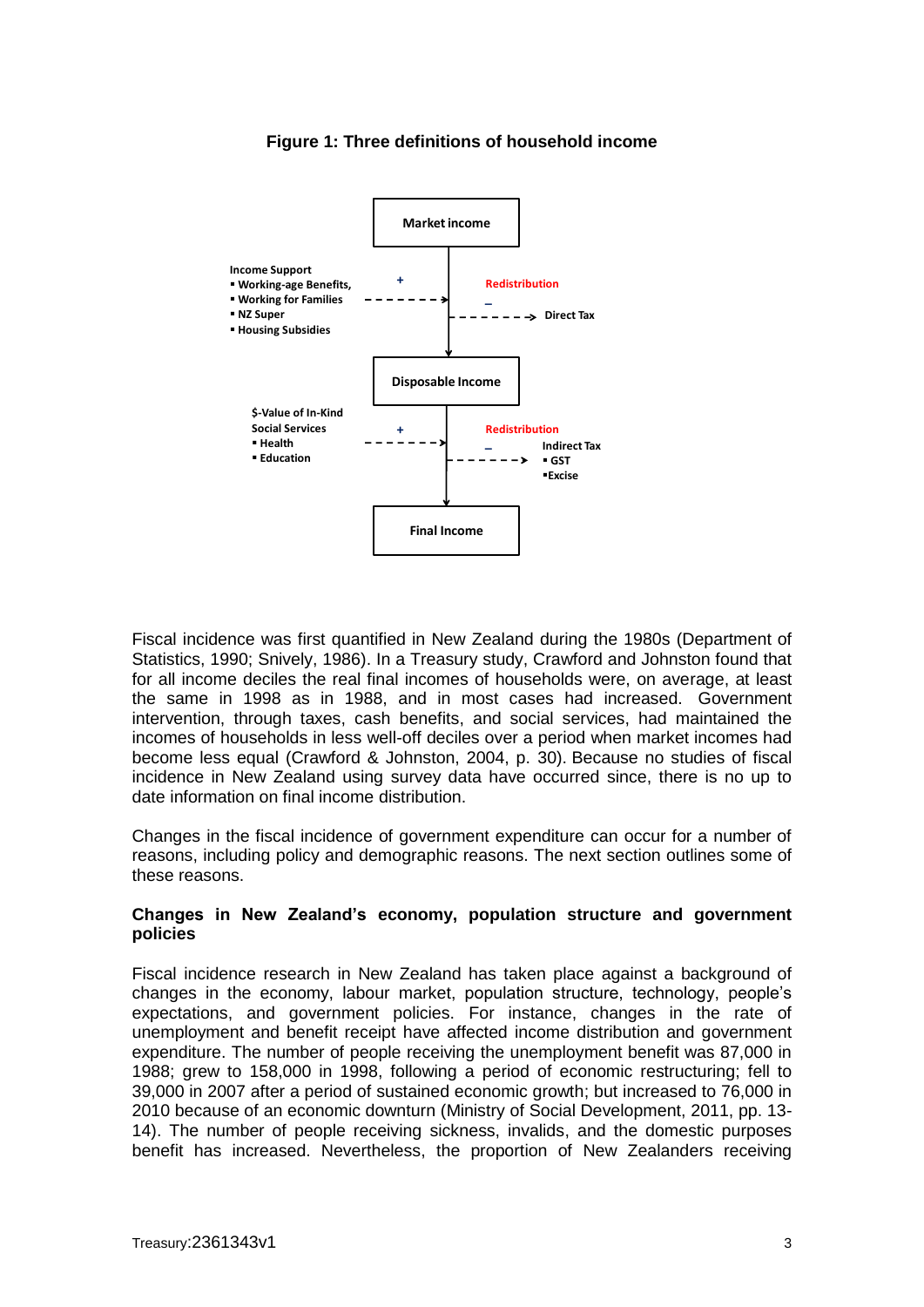**Figure 1: Three definitions of household income**

Market income

Income Support
- Working-age Benefits,
- Working for Families
- NZ Super
- Housing Subsidies

+ Redistribution – Direct Tax

Disposable Income

$-Value of In-Kind Social Services
- Health
- Education

+ Redistribution – Indirect Tax
- GST
- Excise

Final Income

Fiscal incidence was first quantified in New Zealand during the 1980s (Department of Statistics, 1990; Snively, 1986). In a Treasury study, Crawford and Johnston found that for all income deciles the real final incomes of households were, on average, at least the same in 1998 as in 1988, and in most cases had increased. Government intervention, through taxes, cash benefits, and social services, had maintained the incomes of households in less well-off deciles over a period when market incomes had become less equal (Crawford & Johnston, 2004, p. 30). Because no studies of fiscal incidence in New Zealand using survey data have occurred since, there is no up to date information on final income distribution.

Changes in the fiscal incidence of government expenditure can occur for a number of reasons, including policy and demographic reasons. The next section outlines some of these reasons.

### Changes in New Zealand's economy, population structure and government policies

Fiscal incidence research in New Zealand has taken place against a background of changes in the economy, labour market, population structure, technology, people's expectations, and government policies. For instance, changes in the rate of unemployment and benefit receipt have affected income distribution and government expenditure. The number of people receiving the unemployment benefit was 87,000 in 1988; grew to 158,000 in 1998, following a period of economic restructuring; fell to 39,000 in 2007 after a period of sustained economic growth; but increased to 76,000 in 2010 because of an economic downturn (Ministry of Social Development, 2011, pp. 13-14). The number of people receiving sickness, invalids, and the domestic purposes benefit has increased. Nevertheless, the proportion of New Zealanders receiving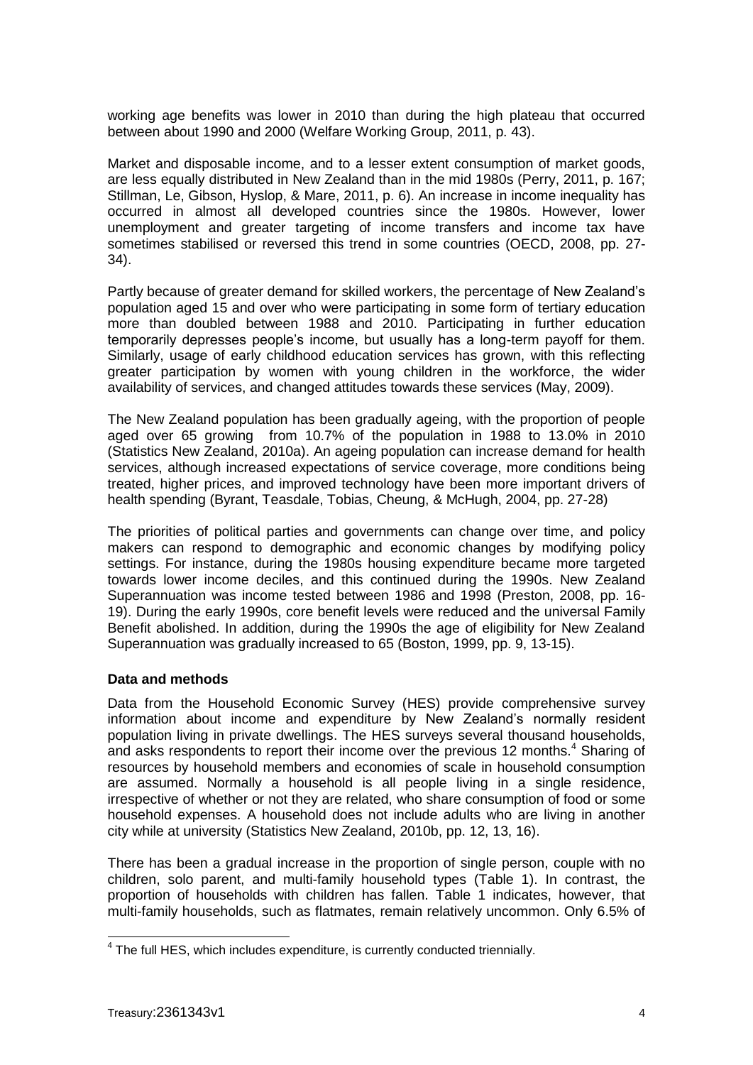working age benefits was lower in 2010 than during the high plateau that occurred between about 1990 and 2000 (Welfare Working Group, 2011, p. 43).

Market and disposable income, and to a lesser extent consumption of market goods, are less equally distributed in New Zealand than in the mid 1980s (Perry, 2011, p. 167; Stillman, Le, Gibson, Hyslop, & Mare, 2011, p. 6). An increase in income inequality has occurred in almost all developed countries since the 1980s. However, lower unemployment and greater targeting of income transfers and income tax have sometimes stabilised or reversed this trend in some countries (OECD, 2008, pp. 27-34).

Partly because of greater demand for skilled workers, the percentage of New Zealand's population aged 15 and over who were participating in some form of tertiary education more than doubled between 1988 and 2010. Participating in further education temporarily depresses people's income, but usually has a long-term payoff for them. Similarly, usage of early childhood education services has grown, with this reflecting greater participation by women with young children in the workforce, the wider availability of services, and changed attitudes towards these services (May, 2009).

The New Zealand population has been gradually ageing, with the proportion of people aged over 65 growing from 10.7% of the population in 1988 to 13.0% in 2010 (Statistics New Zealand, 2010a). An ageing population can increase demand for health services, although increased expectations of service coverage, more conditions being treated, higher prices, and improved technology have been more important drivers of health spending (Byrant, Teasdale, Tobias, Cheung, & McHugh, 2004, pp. 27-28)

The priorities of political parties and governments can change over time, and policy makers can respond to demographic and economic changes by modifying policy settings. For instance, during the 1980s housing expenditure became more targeted towards lower income deciles, and this continued during the 1990s. New Zealand Superannuation was income tested between 1986 and 1998 (Preston, 2008, pp. 16-19). During the early 1990s, core benefit levels were reduced and the universal Family Benefit abolished. In addition, during the 1990s the age of eligibility for New Zealand Superannuation was gradually increased to 65 (Boston, 1999, pp. 9, 13-15).

## Data and methods

Data from the Household Economic Survey (HES) provide comprehensive survey information about income and expenditure by New Zealand's normally resident population living in private dwellings. The HES surveys several thousand households, and asks respondents to report their income over the previous 12 months.[4] Sharing of resources by household members and economies of scale in household consumption are assumed. Normally a household is all people living in a single residence, irrespective of whether or not they are related, who share consumption of food or some household expenses. A household does not include adults who are living in another city while at university (Statistics New Zealand, 2010b, pp. 12, 13, 16).

There has been a gradual increase in the proportion of single person, couple with no children, solo parent, and multi-family household types (Table 1). In contrast, the proportion of households with children has fallen. Table 1 indicates, however, that multi-family households, such as flatmates, remain relatively uncommon. Only 6.5% of

[4] The full HES, which includes expenditure, is currently conducted triennially.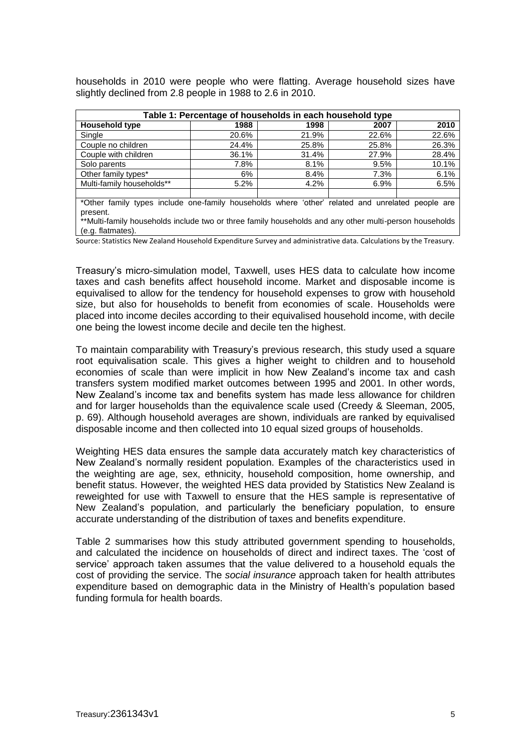households in 2010 were people who were flatting. Average household sizes have slightly declined from 2.8 people in 1988 to 2.6 in 2010.

**Table 1: Percentage of households in each household type**

| Household type | 1988 | 1998 | 2007 | 2010 |
|---|---|---|---|---|
| Single | 20.6% | 21.9% | 22.6% | 22.6% |
| Couple no children | 24.4% | 25.8% | 25.8% | 26.3% |
| Couple with children | 36.1% | 31.4% | 27.9% | 28.4% |
| Solo parents | 7.8% | 8.1% | 9.5% | 10.1% |
| Other family types* | 6% | 8.4% | 7.3% | 6.1% |
| Multi-family households** | 5.2% | 4.2% | 6.9% | 6.5% |

*Other family types include one-family households where 'other' related and unrelated people are present.

**Multi-family households include two or three family households and any other multi-person households (e.g. flatmates).

Source: Statistics New Zealand Household Expenditure Survey and administrative data. Calculations by the Treasury.

Treasury's micro-simulation model, Taxwell, uses HES data to calculate how income taxes and cash benefits affect household income. Market and disposable income is equivalised to allow for the tendency for household expenses to grow with household size, but also for households to benefit from economies of scale. Households were placed into income deciles according to their equivalised household income, with decile one being the lowest income decile and decile ten the highest.

To maintain comparability with Treasury's previous research, this study used a square root equivalisation scale. This gives a higher weight to children and to household economies of scale than were implicit in how New Zealand's income tax and cash transfers system modified market outcomes between 1995 and 2001. In other words, New Zealand's income tax and benefits system has made less allowance for children and for larger households than the equivalence scale used (Creedy & Sleeman, 2005, p. 69). Although household averages are shown, individuals are ranked by equivalised disposable income and then collected into 10 equal sized groups of households.

Weighting HES data ensures the sample data accurately match key characteristics of New Zealand's normally resident population. Examples of the characteristics used in the weighting are age, sex, ethnicity, household composition, home ownership, and benefit status. However, the weighted HES data provided by Statistics New Zealand is reweighted for use with Taxwell to ensure that the HES sample is representative of New Zealand's population, and particularly the beneficiary population, to ensure accurate understanding of the distribution of taxes and benefits expenditure.

Table 2 summarises how this study attributed government spending to households, and calculated the incidence on households of direct and indirect taxes. The 'cost of service' approach taken assumes that the value delivered to a household equals the cost of providing the service. The *social insurance* approach taken for health attributes expenditure based on demographic data in the Ministry of Health's population based funding formula for health boards.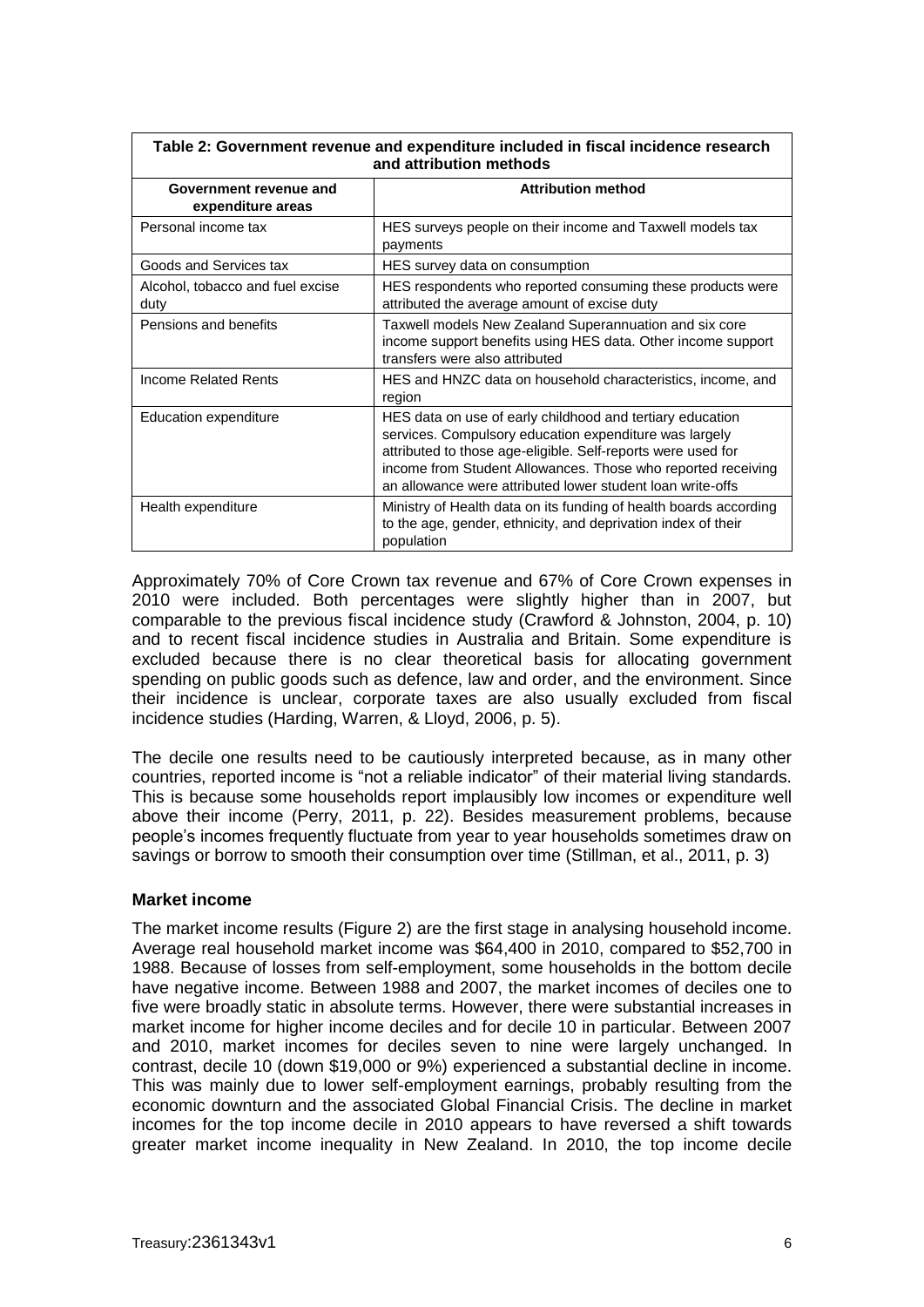**Table 2: Government revenue and expenditure included in fiscal incidence research and attribution methods**

| Government revenue and expenditure areas | Attribution method |
| --- | --- |
| Personal income tax | HES surveys people on their income and Taxwell models tax payments |
| Goods and Services tax | HES survey data on consumption |
| Alcohol, tobacco and fuel excise duty | HES respondents who reported consuming these products were attributed the average amount of excise duty |
| Pensions and benefits | Taxwell models New Zealand Superannuation and six core income support benefits using HES data. Other income support transfers were also attributed |
| Income Related Rents | HES and HNZC data on household characteristics, income, and region |
| Education expenditure | HES data on use of early childhood and tertiary education services. Compulsory education expenditure was largely attributed to those age-eligible. Self-reports were used for income from Student Allowances. Those who reported receiving an allowance were attributed lower student loan write-offs |
| Health expenditure | Ministry of Health data on its funding of health boards according to the age, gender, ethnicity, and deprivation index of their population |

Approximately 70% of Core Crown tax revenue and 67% of Core Crown expenses in 2010 were included. Both percentages were slightly higher than in 2007, but comparable to the previous fiscal incidence study (Crawford & Johnston, 2004, p. 10) and to recent fiscal incidence studies in Australia and Britain. Some expenditure is excluded because there is no clear theoretical basis for allocating government spending on public goods such as defence, law and order, and the environment. Since their incidence is unclear, corporate taxes are also usually excluded from fiscal incidence studies (Harding, Warren, & Lloyd, 2006, p. 5).

The decile one results need to be cautiously interpreted because, as in many other countries, reported income is "not a reliable indicator" of their material living standards. This is because some households report implausibly low incomes or expenditure well above their income (Perry, 2011, p. 22). Besides measurement problems, because people's incomes frequently fluctuate from year to year households sometimes draw on savings or borrow to smooth their consumption over time (Stillman, et al., 2011, p. 3)

### Market income

The market income results (Figure 2) are the first stage in analysing household income. Average real household market income was $64,400 in 2010, compared to $52,700 in 1988. Because of losses from self-employment, some households in the bottom decile have negative income. Between 1988 and 2007, the market incomes of deciles one to five were broadly static in absolute terms. However, there were substantial increases in market income for higher income deciles and for decile 10 in particular. Between 2007 and 2010, market incomes for deciles seven to nine were largely unchanged. In contrast, decile 10 (down $19,000 or 9%) experienced a substantial decline in income. This was mainly due to lower self-employment earnings, probably resulting from the economic downturn and the associated Global Financial Crisis. The decline in market incomes for the top income decile in 2010 appears to have reversed a shift towards greater market income inequality in New Zealand. In 2010, the top income decile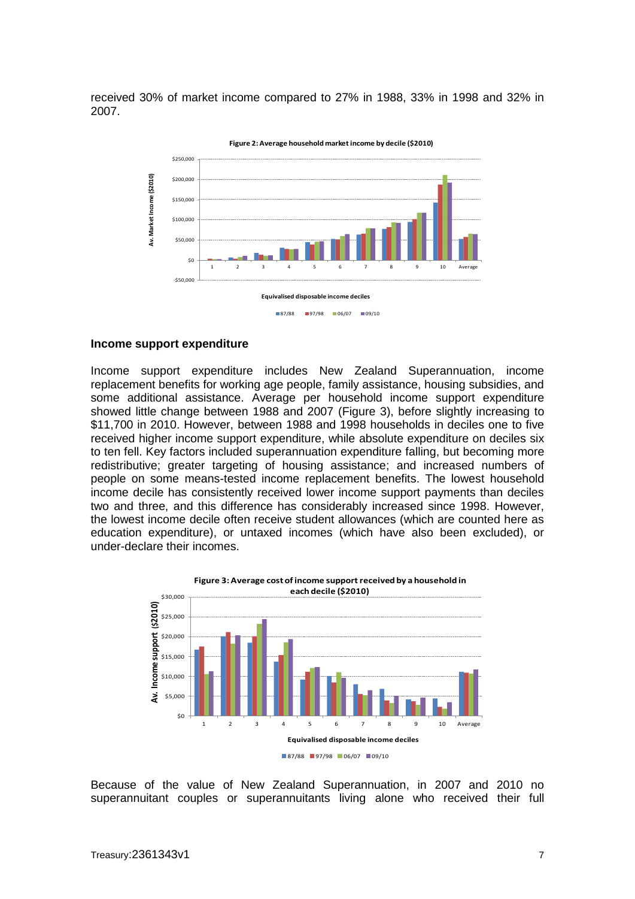received 30% of market income compared to 27% in 1988, 33% in 1998 and 32% in 2007.

Figure 2: Average household market income by decile ($2010)

### Income support expenditure

Income support expenditure includes New Zealand Superannuation, income replacement benefits for working age people, family assistance, housing subsidies, and some additional assistance. Average per household income support expenditure showed little change between 1988 and 2007 (Figure 3), before slightly increasing to $11,700 in 2010. However, between 1988 and 1998 households in deciles one to five received higher income support expenditure, while absolute expenditure on deciles six to ten fell. Key factors included superannuation expenditure falling, but becoming more redistributive; greater targeting of housing assistance; and increased numbers of people on some means-tested income replacement benefits. The lowest household income decile has consistently received lower income support payments than deciles two and three, and this difference has considerably increased since 1998. However, the lowest income decile often receive student allowances (which are counted here as education expenditure), or untaxed incomes (which have also been excluded), or under-declare their incomes.

Figure 3: Average cost of income support received by a household in each decile ($2010)

Because of the value of New Zealand Superannuation, in 2007 and 2010 no superannuitant couples or superannuitants living alone who received their full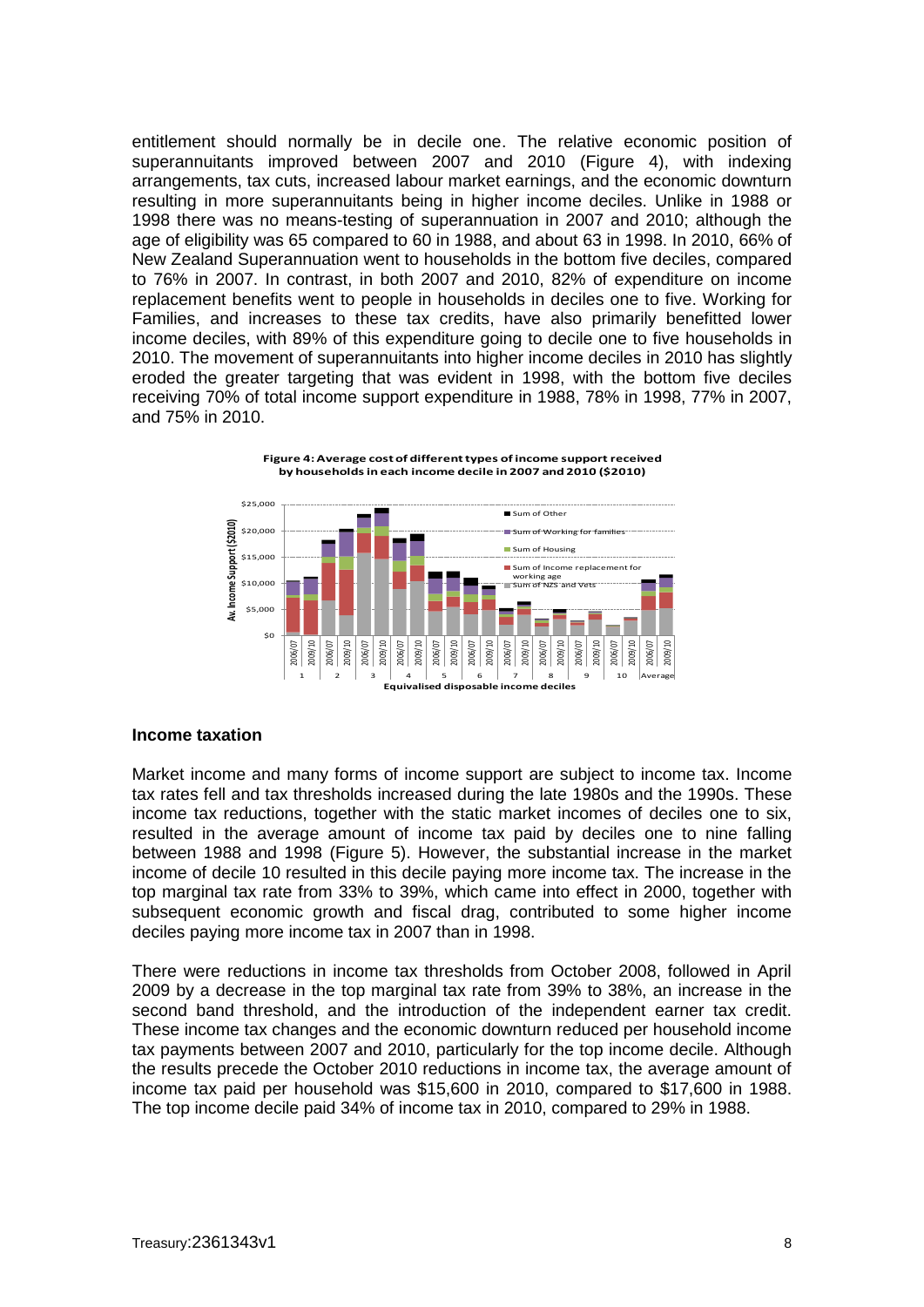entitlement should normally be in decile one. The relative economic position of superannuitants improved between 2007 and 2010 (Figure 4), with indexing arrangements, tax cuts, increased labour market earnings, and the economic downturn resulting in more superannuitants being in higher income deciles. Unlike in 1988 or 1998 there was no means-testing of superannuation in 2007 and 2010; although the age of eligibility was 65 compared to 60 in 1988, and about 63 in 1998. In 2010, 66% of New Zealand Superannuation went to households in the bottom five deciles, compared to 76% in 2007. In contrast, in both 2007 and 2010, 82% of expenditure on income replacement benefits went to people in households in deciles one to five. Working for Families, and increases to these tax credits, have also primarily benefitted lower income deciles, with 89% of this expenditure going to decile one to five households in 2010. The movement of superannuitants into higher income deciles in 2010 has slightly eroded the greater targeting that was evident in 1998, with the bottom five deciles receiving 70% of total income support expenditure in 1988, 78% in 1998, 77% in 2007, and 75% in 2010.

**Figure 4: Average cost of different types of income support received by households in each income decile in 2007 and 2010 ($2010)**

## Income taxation

Market income and many forms of income support are subject to income tax. Income tax rates fell and tax thresholds increased during the late 1980s and the 1990s. These income tax reductions, together with the static market incomes of deciles one to six, resulted in the average amount of income tax paid by deciles one to nine falling between 1988 and 1998 (Figure 5). However, the substantial increase in the market income of decile 10 resulted in this decile paying more income tax. The increase in the top marginal tax rate from 33% to 39%, which came into effect in 2000, together with subsequent economic growth and fiscal drag, contributed to some higher income deciles paying more income tax in 2007 than in 1998.

There were reductions in income tax thresholds from October 2008, followed in April 2009 by a decrease in the top marginal tax rate from 39% to 38%, an increase in the second band threshold, and the introduction of the independent earner tax credit. These income tax changes and the economic downturn reduced per household income tax payments between 2007 and 2010, particularly for the top income decile. Although the results precede the October 2010 reductions in income tax, the average amount of income tax paid per household was $15,600 in 2010, compared to $17,600 in 1988. The top income decile paid 34% of income tax in 2010, compared to 29% in 1988.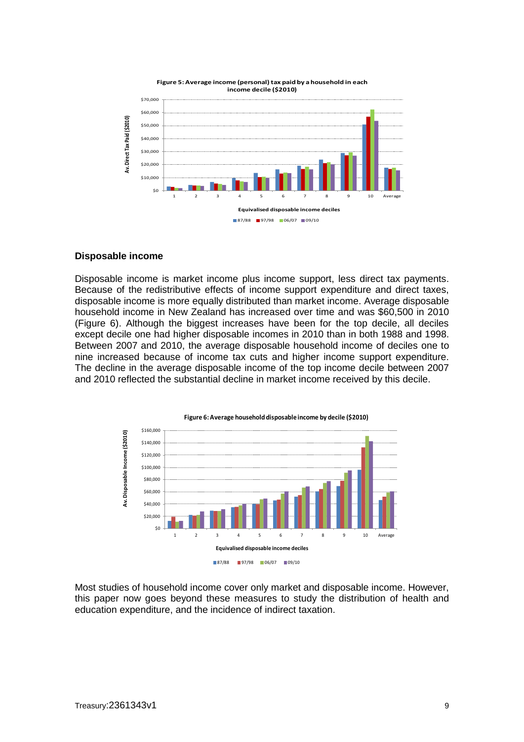**Figure 5: Average income (personal) tax paid by a household in each income decile ($2010)**

## Disposable income

Disposable income is market income plus income support, less direct tax payments. Because of the redistributive effects of income support expenditure and direct taxes, disposable income is more equally distributed than market income. Average disposable household income in New Zealand has increased over time and was $60,500 in 2010 (Figure 6). Although the biggest increases have been for the top decile, all deciles except decile one had higher disposable incomes in 2010 than in both 1988 and 1998. Between 2007 and 2010, the average disposable household income of deciles one to nine increased because of income tax cuts and higher income support expenditure. The decline in the average disposable income of the top income decile between 2007 and 2010 reflected the substantial decline in market income received by this decile.

**Figure 6: Average household disposable income by decile ($2010)**

Most studies of household income cover only market and disposable income. However, this paper now goes beyond these measures to study the distribution of health and education expenditure, and the incidence of indirect taxation.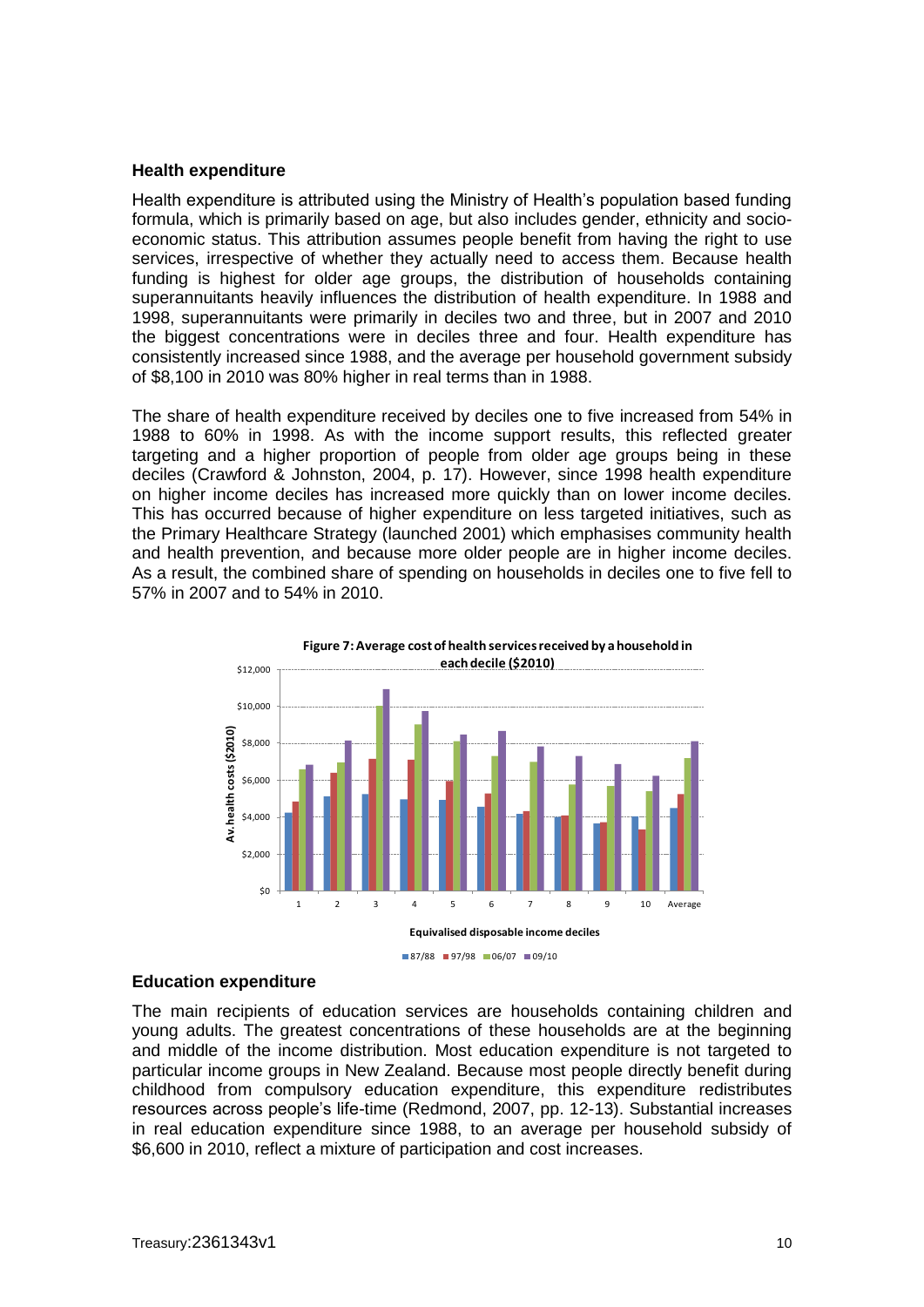### Health expenditure

Health expenditure is attributed using the Ministry of Health's population based funding formula, which is primarily based on age, but also includes gender, ethnicity and socio-economic status. This attribution assumes people benefit from having the right to use services, irrespective of whether they actually need to access them. Because health funding is highest for older age groups, the distribution of households containing superannuitants heavily influences the distribution of health expenditure. In 1988 and 1998, superannuitants were primarily in deciles two and three, but in 2007 and 2010 the biggest concentrations were in deciles three and four. Health expenditure has consistently increased since 1988, and the average per household government subsidy of $8,100 in 2010 was 80% higher in real terms than in 1988.

The share of health expenditure received by deciles one to five increased from 54% in 1988 to 60% in 1998. As with the income support results, this reflected greater targeting and a higher proportion of people from older age groups being in these deciles (Crawford & Johnston, 2004, p. 17). However, since 1998 health expenditure on higher income deciles has increased more quickly than on lower income deciles. This has occurred because of higher expenditure on less targeted initiatives, such as the Primary Healthcare Strategy (launched 2001) which emphasises community health and health prevention, and because more older people are in higher income deciles. As a result, the combined share of spending on households in deciles one to five fell to 57% in 2007 and to 54% in 2010.

**Figure 7: Average cost of health services received by a household in each decile ($2010)**

### Education expenditure

The main recipients of education services are households containing children and young adults. The greatest concentrations of these households are at the beginning and middle of the income distribution. Most education expenditure is not targeted to particular income groups in New Zealand. Because most people directly benefit during childhood from compulsory education expenditure, this expenditure redistributes resources across people's life-time (Redmond, 2007, pp. 12-13). Substantial increases in real education expenditure since 1988, to an average per household subsidy of $6,600 in 2010, reflect a mixture of participation and cost increases.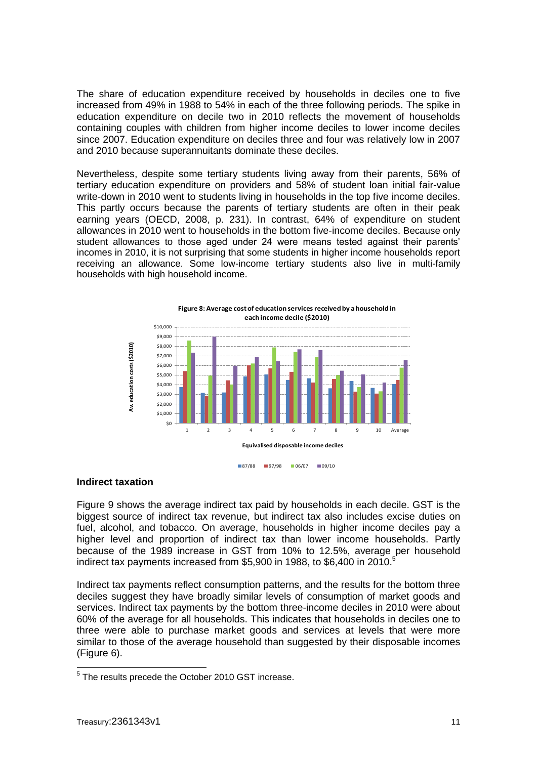The share of education expenditure received by households in deciles one to five increased from 49% in 1988 to 54% in each of the three following periods. The spike in education expenditure on decile two in 2010 reflects the movement of households containing couples with children from higher income deciles to lower income deciles since 2007. Education expenditure on deciles three and four was relatively low in 2007 and 2010 because superannuitants dominate these deciles.

Nevertheless, despite some tertiary students living away from their parents, 56% of tertiary education expenditure on providers and 58% of student loan initial fair-value write-down in 2010 went to students living in households in the top five income deciles. This partly occurs because the parents of tertiary students are often in their peak earning years (OECD, 2008, p. 231). In contrast, 64% of expenditure on student allowances in 2010 went to households in the bottom five-income deciles. Because only student allowances to those aged under 24 were means tested against their parents' incomes in 2010, it is not surprising that some students in higher income households report receiving an allowance. Some low-income tertiary students also live in multi-family households with high household income.

**Figure 8: Average cost of education services received by a household in each income decile ($2010)**

## Indirect taxation

Figure 9 shows the average indirect tax paid by households in each decile. GST is the biggest source of indirect tax revenue, but indirect tax also includes excise duties on fuel, alcohol, and tobacco. On average, households in higher income deciles pay a higher level and proportion of indirect tax than lower income households. Partly because of the 1989 increase in GST from 10% to 12.5%, average per household indirect tax payments increased from $5,900 in 1988, to $6,400 in 2010.[5]

Indirect tax payments reflect consumption patterns, and the results for the bottom three deciles suggest they have broadly similar levels of consumption of market goods and services. Indirect tax payments by the bottom three-income deciles in 2010 were about 60% of the average for all households. This indicates that households in deciles one to three were able to purchase market goods and services at levels that were more similar to those of the average household than suggested by their disposable incomes (Figure 6).

[5] The results precede the October 2010 GST increase.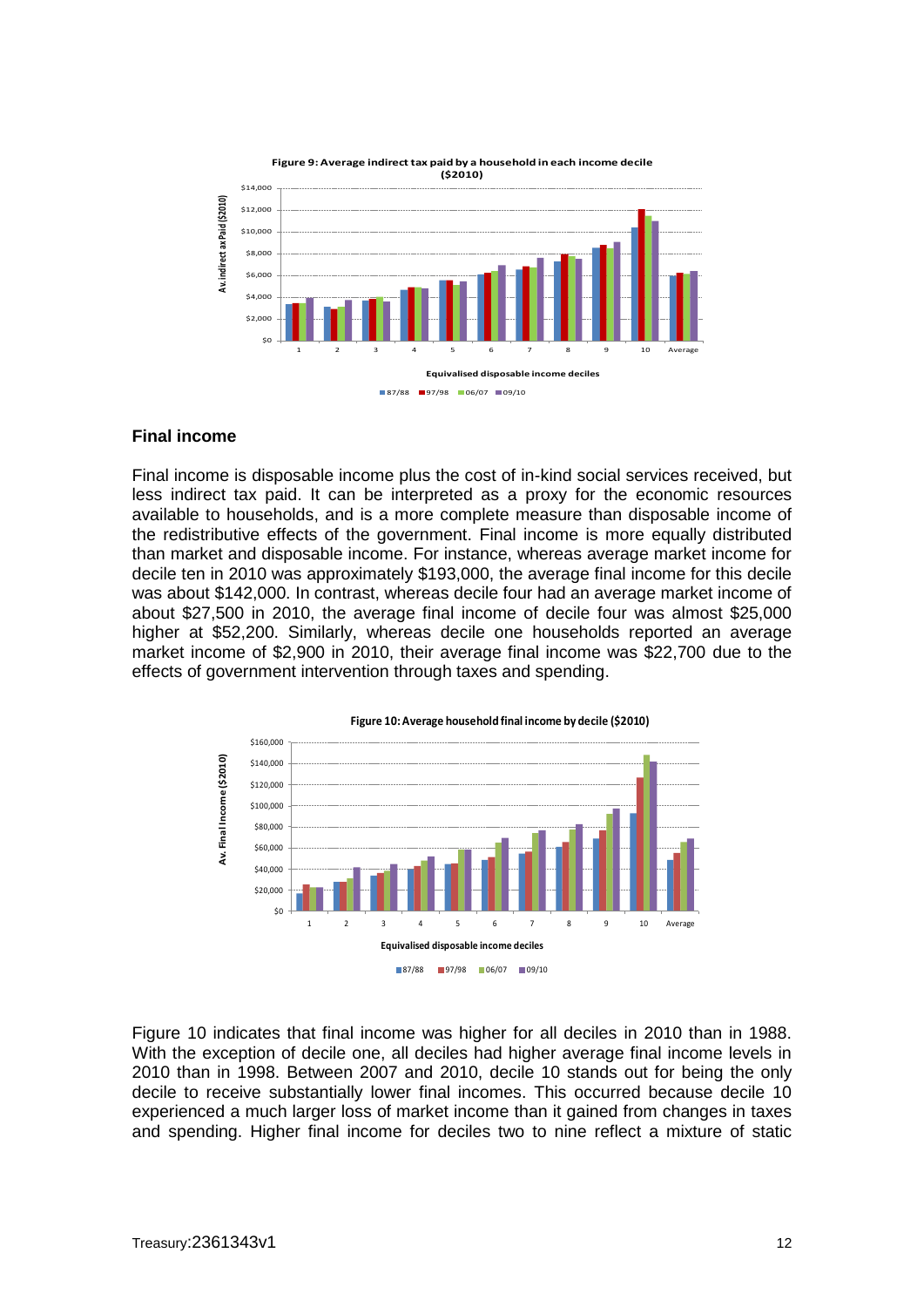**Figure 9: Average indirect tax paid by a household in each income decile ($2010)**

## Final income

Final income is disposable income plus the cost of in-kind social services received, but less indirect tax paid. It can be interpreted as a proxy for the economic resources available to households, and is a more complete measure than disposable income of the redistributive effects of the government. Final income is more equally distributed than market and disposable income. For instance, whereas average market income for decile ten in 2010 was approximately $193,000, the average final income for this decile was about $142,000. In contrast, whereas decile four had an average market income of about $27,500 in 2010, the average final income of decile four was almost $25,000 higher at $52,200. Similarly, whereas decile one households reported an average market income of $2,900 in 2010, their average final income was $22,700 due to the effects of government intervention through taxes and spending.

**Figure 10: Average household final income by decile ($2010)**

Figure 10 indicates that final income was higher for all deciles in 2010 than in 1988. With the exception of decile one, all deciles had higher average final income levels in 2010 than in 1998. Between 2007 and 2010, decile 10 stands out for being the only decile to receive substantially lower final incomes. This occurred because decile 10 experienced a much larger loss of market income than it gained from changes in taxes and spending. Higher final income for deciles two to nine reflect a mixture of static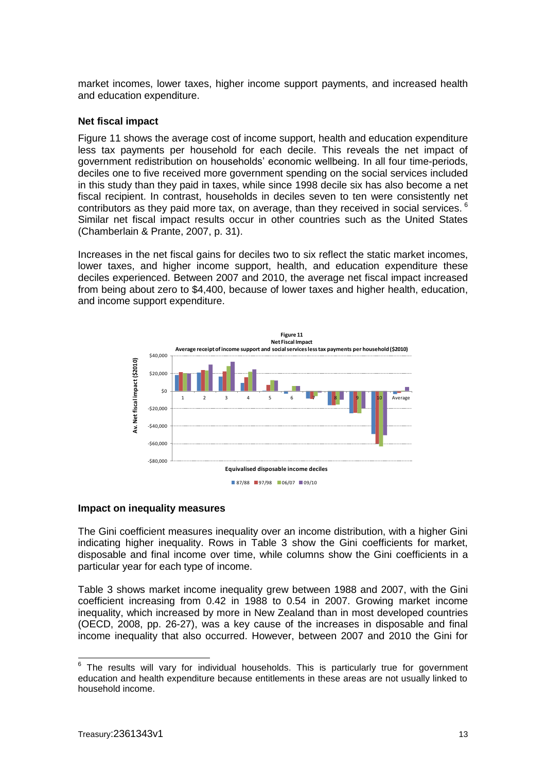market incomes, lower taxes, higher income support payments, and increased health and education expenditure.

**Net fiscal impact**

Figure 11 shows the average cost of income support, health and education expenditure less tax payments per household for each decile. This reveals the net impact of government redistribution on households' economic wellbeing. In all four time-periods, deciles one to five received more government spending on the social services included in this study than they paid in taxes, while since 1998 decile six has also become a net fiscal recipient. In contrast, households in deciles seven to ten were consistently net contributors as they paid more tax, on average, than they received in social services. [6] Similar net fiscal impact results occur in other countries such as the United States (Chamberlain & Prante, 2007, p. 31).

Increases in the net fiscal gains for deciles two to six reflect the static market incomes, lower taxes, and higher income support, health, and education expenditure these deciles experienced. Between 2007 and 2010, the average net fiscal impact increased from being about zero to $4,400, because of lower taxes and higher health, education, and income support expenditure.

**Figure 11**
**Net Fiscal Impact**
**Average receipt of income support and social services less tax payments per household ($2010)**

**Impact on inequality measures**

The Gini coefficient measures inequality over an income distribution, with a higher Gini indicating higher inequality. Rows in Table 3 show the Gini coefficients for market, disposable and final income over time, while columns show the Gini coefficients in a particular year for each type of income.

Table 3 shows market income inequality grew between 1988 and 2007, with the Gini coefficient increasing from 0.42 in 1988 to 0.54 in 2007. Growing market income inequality, which increased by more in New Zealand than in most developed countries (OECD, 2008, pp. 26-27), was a key cause of the increases in disposable and final income inequality that also occurred. However, between 2007 and 2010 the Gini for

[6] The results will vary for individual households. This is particularly true for government education and health expenditure because entitlements in these areas are not usually linked to household income.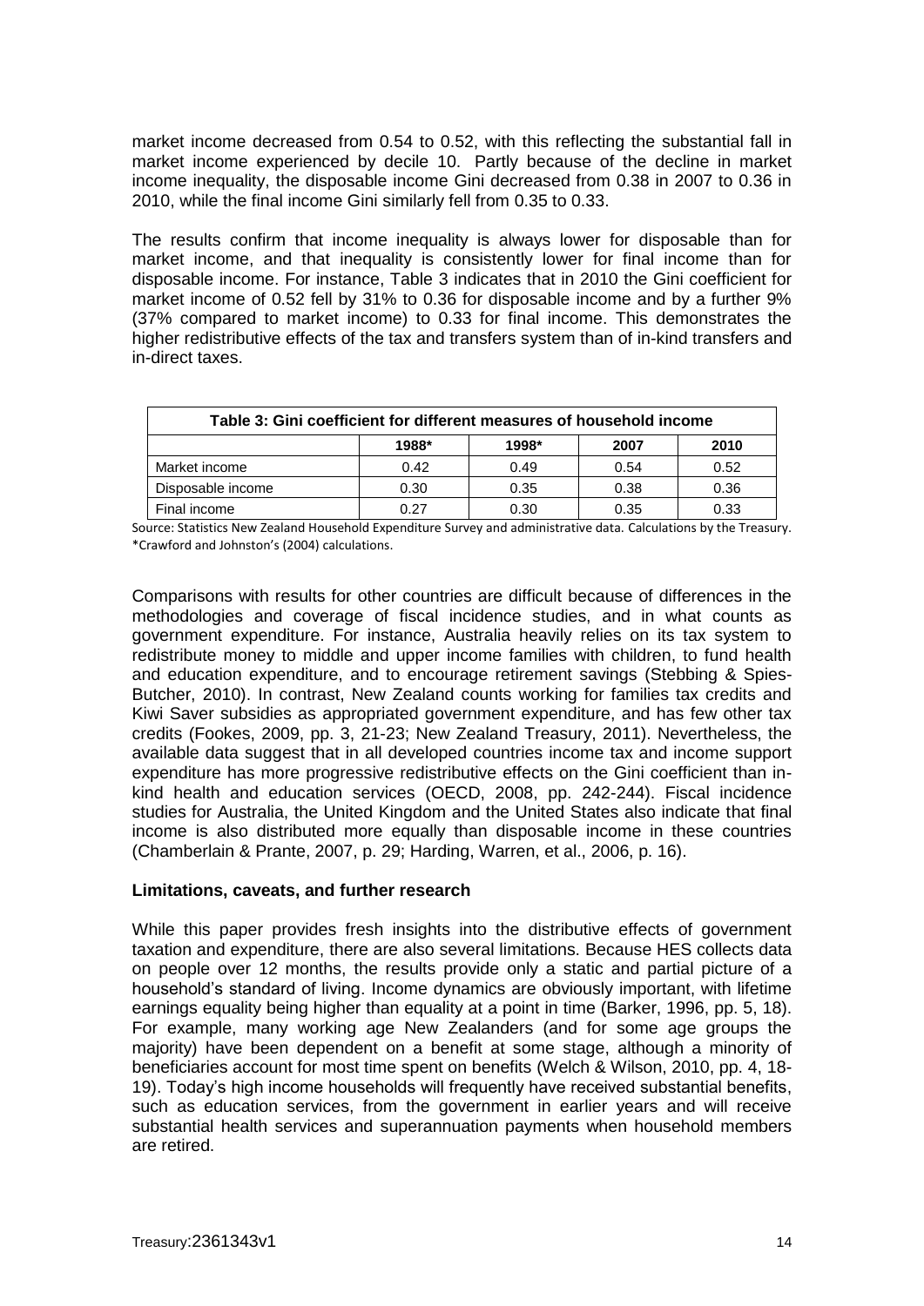market income decreased from 0.54 to 0.52, with this reflecting the substantial fall in market income experienced by decile 10. Partly because of the decline in market income inequality, the disposable income Gini decreased from 0.38 in 2007 to 0.36 in 2010, while the final income Gini similarly fell from 0.35 to 0.33.

The results confirm that income inequality is always lower for disposable than for market income, and that inequality is consistently lower for final income than for disposable income. For instance, Table 3 indicates that in 2010 the Gini coefficient for market income of 0.52 fell by 31% to 0.36 for disposable income and by a further 9% (37% compared to market income) to 0.33 for final income. This demonstrates the higher redistributive effects of the tax and transfers system than of in-kind transfers and in-direct taxes.

**Table 3: Gini coefficient for different measures of household income**

| | 1988* | 1998* | 2007 | 2010 |
|---|---|---|---|---|
| Market income | 0.42 | 0.49 | 0.54 | 0.52 |
| Disposable income | 0.30 | 0.35 | 0.38 | 0.36 |
| Final income | 0.27 | 0.30 | 0.35 | 0.33 |

Source: Statistics New Zealand Household Expenditure Survey and administrative data. Calculations by the Treasury.
*Crawford and Johnston's (2004) calculations.

Comparisons with results for other countries are difficult because of differences in the methodologies and coverage of fiscal incidence studies, and in what counts as government expenditure. For instance, Australia heavily relies on its tax system to redistribute money to middle and upper income families with children, to fund health and education expenditure, and to encourage retirement savings (Stebbing & Spies-Butcher, 2010). In contrast, New Zealand counts working for families tax credits and Kiwi Saver subsidies as appropriated government expenditure, and has few other tax credits (Fookes, 2009, pp. 3, 21-23; New Zealand Treasury, 2011). Nevertheless, the available data suggest that in all developed countries income tax and income support expenditure has more progressive redistributive effects on the Gini coefficient than in-kind health and education services (OECD, 2008, pp. 242-244). Fiscal incidence studies for Australia, the United Kingdom and the United States also indicate that final income is also distributed more equally than disposable income in these countries (Chamberlain & Prante, 2007, p. 29; Harding, Warren, et al., 2006, p. 16).

### Limitations, caveats, and further research

While this paper provides fresh insights into the distributive effects of government taxation and expenditure, there are also several limitations. Because HES collects data on people over 12 months, the results provide only a static and partial picture of a household's standard of living. Income dynamics are obviously important, with lifetime earnings equality being higher than equality at a point in time (Barker, 1996, pp. 5, 18). For example, many working age New Zealanders (and for some age groups the majority) have been dependent on a benefit at some stage, although a minority of beneficiaries account for most time spent on benefits (Welch & Wilson, 2010, pp. 4, 18-19). Today's high income households will frequently have received substantial benefits, such as education services, from the government in earlier years and will receive substantial health services and superannuation payments when household members are retired.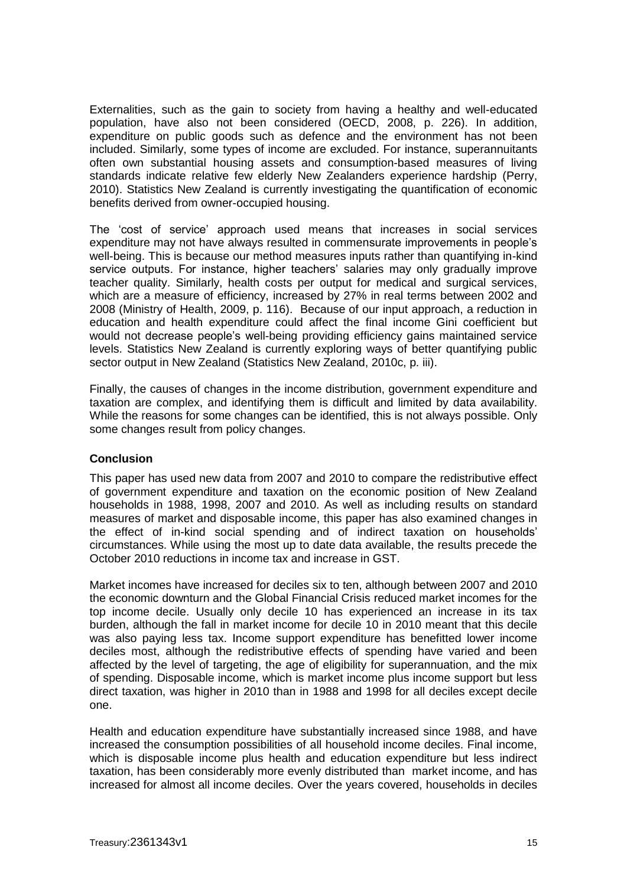Externalities, such as the gain to society from having a healthy and well-educated population, have also not been considered (OECD, 2008, p. 226). In addition, expenditure on public goods such as defence and the environment has not been included. Similarly, some types of income are excluded. For instance, superannuitants often own substantial housing assets and consumption-based measures of living standards indicate relative few elderly New Zealanders experience hardship (Perry, 2010). Statistics New Zealand is currently investigating the quantification of economic benefits derived from owner-occupied housing.

The 'cost of service' approach used means that increases in social services expenditure may not have always resulted in commensurate improvements in people's well-being. This is because our method measures inputs rather than quantifying in-kind service outputs. For instance, higher teachers' salaries may only gradually improve teacher quality. Similarly, health costs per output for medical and surgical services, which are a measure of efficiency, increased by 27% in real terms between 2002 and 2008 (Ministry of Health, 2009, p. 116). Because of our input approach, a reduction in education and health expenditure could affect the final income Gini coefficient but would not decrease people's well-being providing efficiency gains maintained service levels. Statistics New Zealand is currently exploring ways of better quantifying public sector output in New Zealand (Statistics New Zealand, 2010c, p. iii).

Finally, the causes of changes in the income distribution, government expenditure and taxation are complex, and identifying them is difficult and limited by data availability. While the reasons for some changes can be identified, this is not always possible. Only some changes result from policy changes.

## Conclusion

This paper has used new data from 2007 and 2010 to compare the redistributive effect of government expenditure and taxation on the economic position of New Zealand households in 1988, 1998, 2007 and 2010. As well as including results on standard measures of market and disposable income, this paper has also examined changes in the effect of in-kind social spending and of indirect taxation on households' circumstances. While using the most up to date data available, the results precede the October 2010 reductions in income tax and increase in GST.

Market incomes have increased for deciles six to ten, although between 2007 and 2010 the economic downturn and the Global Financial Crisis reduced market incomes for the top income decile. Usually only decile 10 has experienced an increase in its tax burden, although the fall in market income for decile 10 in 2010 meant that this decile was also paying less tax. Income support expenditure has benefitted lower income deciles most, although the redistributive effects of spending have varied and been affected by the level of targeting, the age of eligibility for superannuation, and the mix of spending. Disposable income, which is market income plus income support but less direct taxation, was higher in 2010 than in 1988 and 1998 for all deciles except decile one.

Health and education expenditure have substantially increased since 1988, and have increased the consumption possibilities of all household income deciles. Final income, which is disposable income plus health and education expenditure but less indirect taxation, has been considerably more evenly distributed than market income, and has increased for almost all income deciles. Over the years covered, households in deciles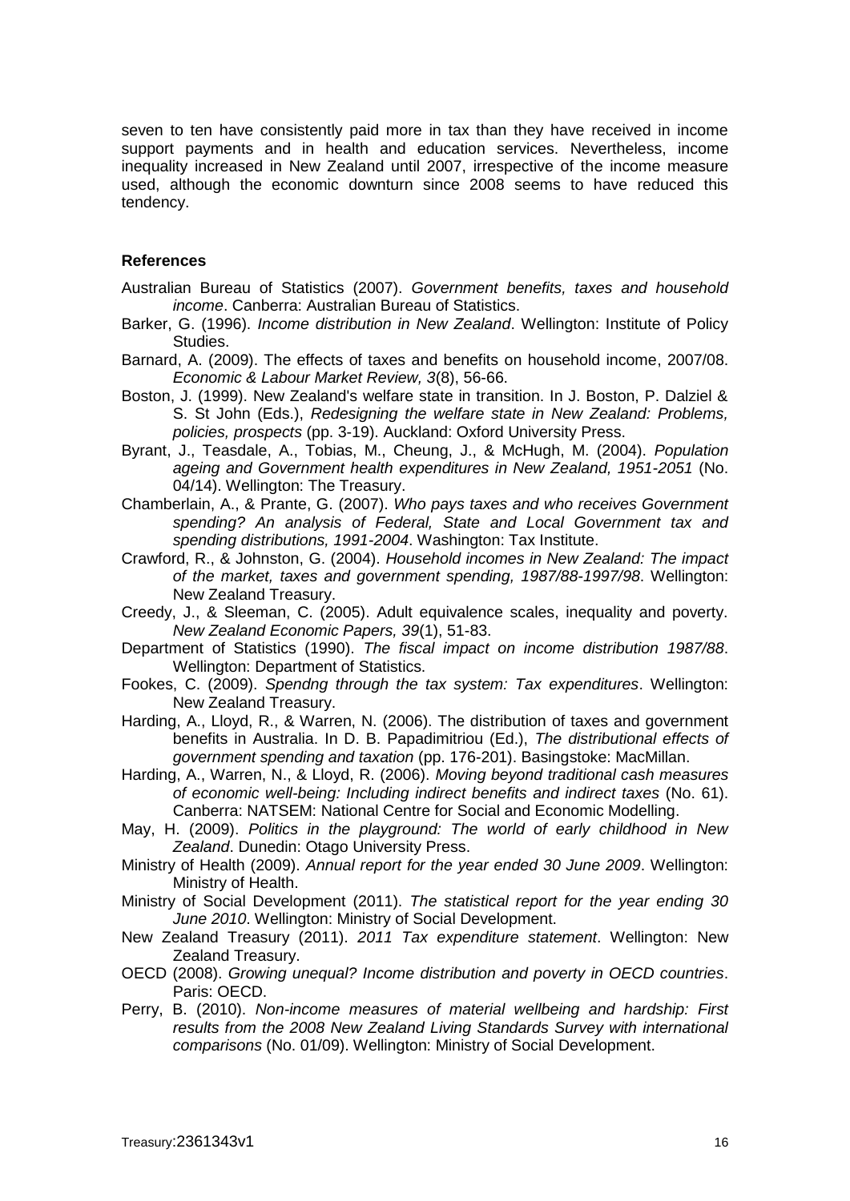seven to ten have consistently paid more in tax than they have received in income support payments and in health and education services. Nevertheless, income inequality increased in New Zealand until 2007, irrespective of the income measure used, although the economic downturn since 2008 seems to have reduced this tendency.

## References

Australian Bureau of Statistics (2007). *Government benefits, taxes and household income*. Canberra: Australian Bureau of Statistics.

Barker, G. (1996). *Income distribution in New Zealand*. Wellington: Institute of Policy Studies.

Barnard, A. (2009). The effects of taxes and benefits on household income, 2007/08. *Economic & Labour Market Review, 3*(8), 56-66.

Boston, J. (1999). New Zealand's welfare state in transition. In J. Boston, P. Dalziel & S. St John (Eds.), *Redesigning the welfare state in New Zealand: Problems, policies, prospects* (pp. 3-19). Auckland: Oxford University Press.

Byrant, J., Teasdale, A., Tobias, M., Cheung, J., & McHugh, M. (2004). *Population ageing and Government health expenditures in New Zealand, 1951-2051* (No. 04/14). Wellington: The Treasury.

Chamberlain, A., & Prante, G. (2007). *Who pays taxes and who receives Government spending? An analysis of Federal, State and Local Government tax and spending distributions, 1991-2004*. Washington: Tax Institute.

Crawford, R., & Johnston, G. (2004). *Household incomes in New Zealand: The impact of the market, taxes and government spending, 1987/88-1997/98*. Wellington: New Zealand Treasury.

Creedy, J., & Sleeman, C. (2005). Adult equivalence scales, inequality and poverty. *New Zealand Economic Papers, 39*(1), 51-83.

Department of Statistics (1990). *The fiscal impact on income distribution 1987/88*. Wellington: Department of Statistics.

Fookes, C. (2009). *Spendng through the tax system: Tax expenditures*. Wellington: New Zealand Treasury.

Harding, A., Lloyd, R., & Warren, N. (2006). The distribution of taxes and government benefits in Australia. In D. B. Papadimitriou (Ed.), *The distributional effects of government spending and taxation* (pp. 176-201). Basingstoke: MacMillan.

Harding, A., Warren, N., & Lloyd, R. (2006). *Moving beyond traditional cash measures of economic well-being: Including indirect benefits and indirect taxes* (No. 61). Canberra: NATSEM: National Centre for Social and Economic Modelling.

May, H. (2009). *Politics in the playground: The world of early childhood in New Zealand*. Dunedin: Otago University Press.

Ministry of Health (2009). *Annual report for the year ended 30 June 2009*. Wellington: Ministry of Health.

Ministry of Social Development (2011). *The statistical report for the year ending 30 June 2010*. Wellington: Ministry of Social Development.

New Zealand Treasury (2011). *2011 Tax expenditure statement*. Wellington: New Zealand Treasury.

OECD (2008). *Growing unequal? Income distribution and poverty in OECD countries*. Paris: OECD.

Perry, B. (2010). *Non-income measures of material wellbeing and hardship: First results from the 2008 New Zealand Living Standards Survey with international comparisons* (No. 01/09). Wellington: Ministry of Social Development.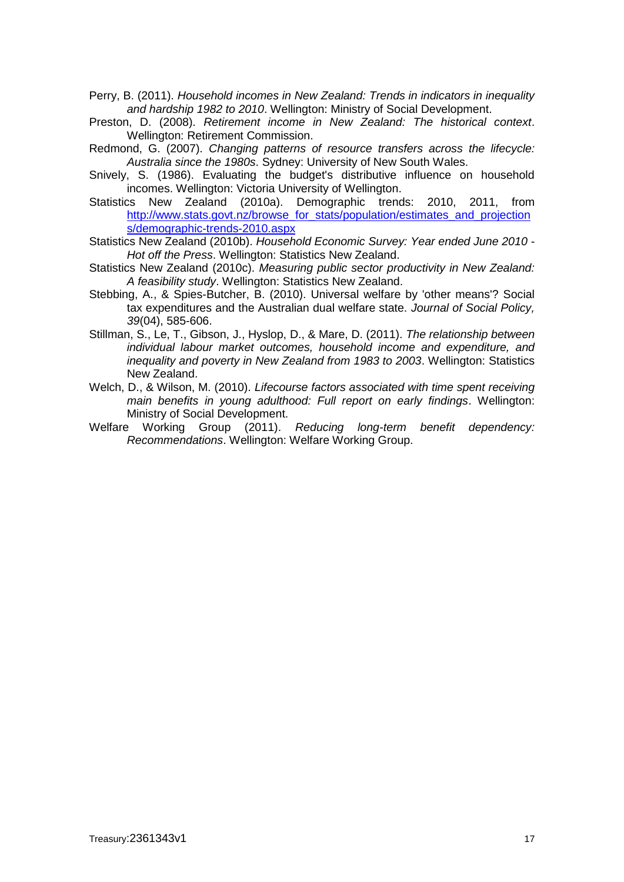Perry, B. (2011). *Household incomes in New Zealand: Trends in indicators in inequality and hardship 1982 to 2010*. Wellington: Ministry of Social Development.

Preston, D. (2008). *Retirement income in New Zealand: The historical context*. Wellington: Retirement Commission.

Redmond, G. (2007). *Changing patterns of resource transfers across the lifecycle: Australia since the 1980s*. Sydney: University of New South Wales.

Snively, S. (1986). Evaluating the budget's distributive influence on household incomes. Wellington: Victoria University of Wellington.

Statistics New Zealand (2010a). Demographic trends: 2010, 2011, from http://www.stats.govt.nz/browse_for_stats/population/estimates_and_projections/demographic-trends-2010.aspx

Statistics New Zealand (2010b). *Household Economic Survey: Year ended June 2010 - Hot off the Press*. Wellington: Statistics New Zealand.

Statistics New Zealand (2010c). *Measuring public sector productivity in New Zealand: A feasibility study*. Wellington: Statistics New Zealand.

Stebbing, A., & Spies-Butcher, B. (2010). Universal welfare by 'other means'? Social tax expenditures and the Australian dual welfare state. *Journal of Social Policy, 39*(04), 585-606.

Stillman, S., Le, T., Gibson, J., Hyslop, D., & Mare, D. (2011). *The relationship between individual labour market outcomes, household income and expenditure, and inequality and poverty in New Zealand from 1983 to 2003*. Wellington: Statistics New Zealand.

Welch, D., & Wilson, M. (2010). *Lifecourse factors associated with time spent receiving main benefits in young adulthood: Full report on early findings*. Wellington: Ministry of Social Development.

Welfare Working Group (2011). *Reducing long-term benefit dependency: Recommendations*. Wellington: Welfare Working Group.